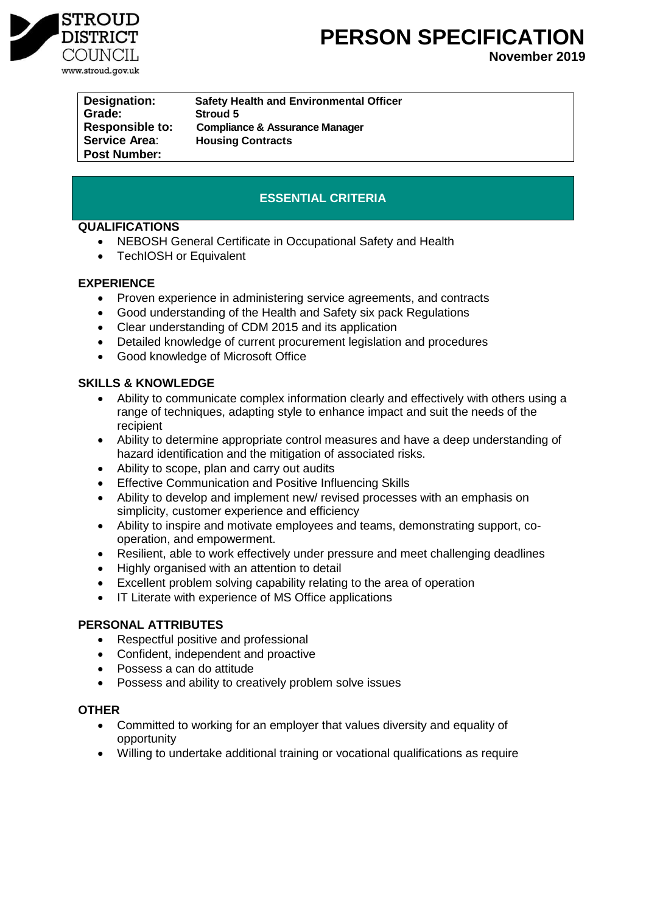STROUD DISTRICT COUNCIL
www.stroud.gov.uk

# PERSON SPECIFICATION

**November 2019**

| | |
|---|---|
| **Designation:** | **Safety Health and Environmental Officer** |
| **Grade:** | **Stroud 5** |
| **Responsible to:** | **Compliance & Assurance Manager** |
| **Service Area:** | **Housing Contracts** |
| **Post Number:** | |

## ESSENTIAL CRITERIA

### QUALIFICATIONS

- NEBOSH General Certificate in Occupational Safety and Health
- TechIOSH or Equivalent

### EXPERIENCE

- Proven experience in administering service agreements, and contracts
- Good understanding of the Health and Safety six pack Regulations
- Clear understanding of CDM 2015 and its application
- Detailed knowledge of current procurement legislation and procedures
- Good knowledge of Microsoft Office

### SKILLS & KNOWLEDGE

- Ability to communicate complex information clearly and effectively with others using a range of techniques, adapting style to enhance impact and suit the needs of the recipient
- Ability to determine appropriate control measures and have a deep understanding of hazard identification and the mitigation of associated risks.
- Ability to scope, plan and carry out audits
- Effective Communication and Positive Influencing Skills
- Ability to develop and implement new/ revised processes with an emphasis on simplicity, customer experience and efficiency
- Ability to inspire and motivate employees and teams, demonstrating support, co-operation, and empowerment.
- Resilient, able to work effectively under pressure and meet challenging deadlines
- Highly organised with an attention to detail
- Excellent problem solving capability relating to the area of operation
- IT Literate with experience of MS Office applications

### PERSONAL ATTRIBUTES

- Respectful positive and professional
- Confident, independent and proactive
- Possess a can do attitude
- Possess and ability to creatively problem solve issues

### OTHER

- Committed to working for an employer that values diversity and equality of opportunity
- Willing to undertake additional training or vocational qualifications as require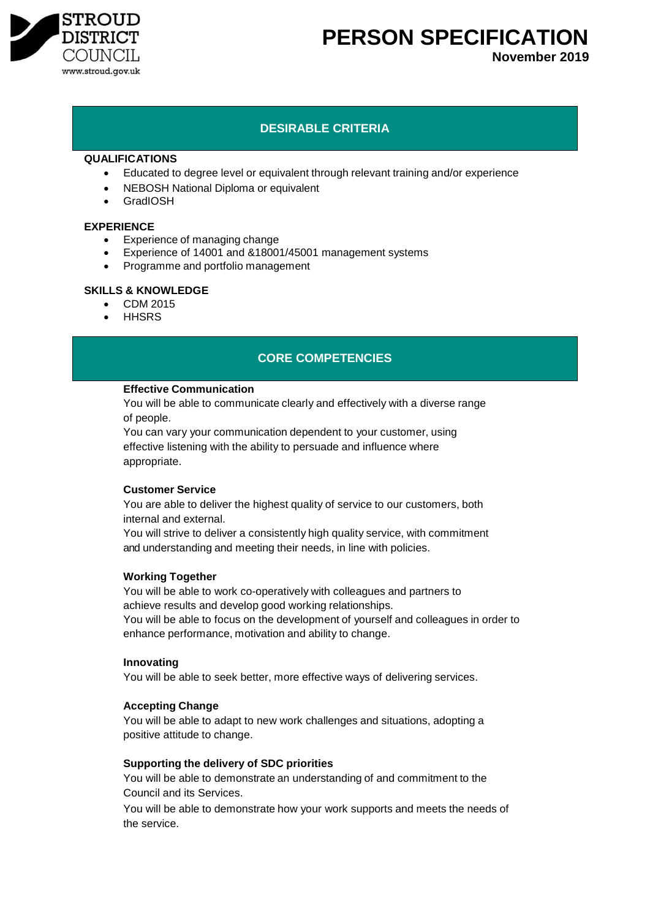# PERSON SPECIFICATION

**November 2019**

## DESIRABLE CRITERIA

**QUALIFICATIONS**

- Educated to degree level or equivalent through relevant training and/or experience
- NEBOSH National Diploma or equivalent
- GradIOSH

**EXPERIENCE**

- Experience of managing change
- Experience of 14001 and &18001/45001 management systems
- Programme and portfolio management

**SKILLS & KNOWLEDGE**

- CDM 2015
- HHSRS

## CORE COMPETENCIES

**Effective Communication**

You will be able to communicate clearly and effectively with a diverse range of people.

You can vary your communication dependent to your customer, using effective listening with the ability to persuade and influence where appropriate.

**Customer Service**

You are able to deliver the highest quality of service to our customers, both internal and external.

You will strive to deliver a consistently high quality service, with commitment and understanding and meeting their needs, in line with policies.

**Working Together**

You will be able to work co-operatively with colleagues and partners to achieve results and develop good working relationships.

You will be able to focus on the development of yourself and colleagues in order to enhance performance, motivation and ability to change.

**Innovating**

You will be able to seek better, more effective ways of delivering services.

**Accepting Change**

You will be able to adapt to new work challenges and situations, adopting a positive attitude to change.

**Supporting the delivery of SDC priorities**

You will be able to demonstrate an understanding of and commitment to the Council and its Services.

You will be able to demonstrate how your work supports and meets the needs of the service.